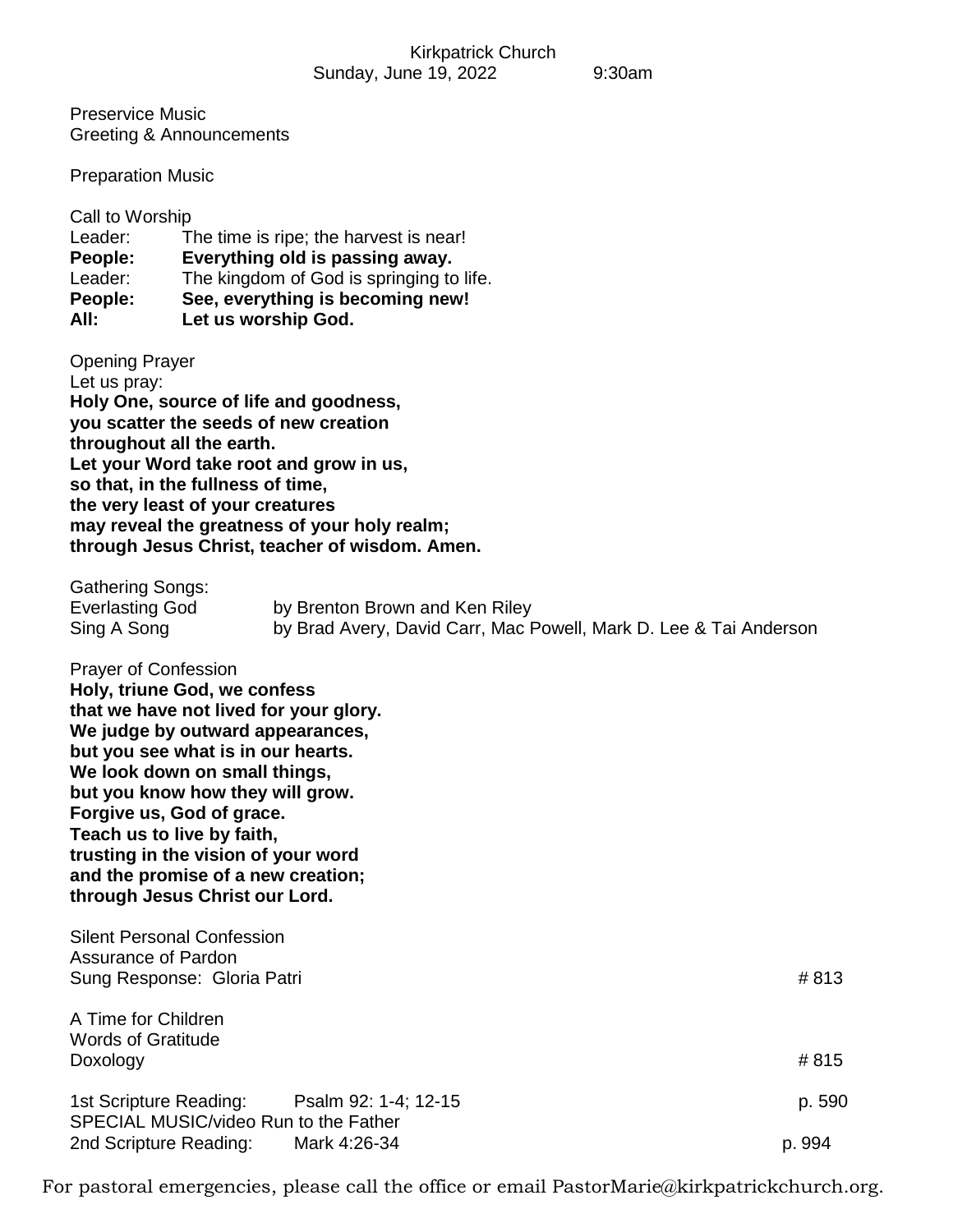Kirkpatrick Church
Sunday, June 19, 2022 9:30am

Preservice Music
Greeting & Announcements

Preparation Music

Call to Worship

Leader: The time is ripe; the harvest is near!
**People: Everything old is passing away.**
Leader: The kingdom of God is springing to life.
**People: See, everything is becoming new!**
**All: Let us worship God.**

Opening Prayer
Let us pray:
**Holy One, source of life and goodness,**
**you scatter the seeds of new creation**
**throughout all the earth.**
**Let your Word take root and grow in us,**
**so that, in the fullness of time,**
**the very least of your creatures**
**may reveal the greatness of your holy realm;**
**through Jesus Christ, teacher of wisdom. Amen.**

Gathering Songs:
Everlasting God by Brenton Brown and Ken Riley
Sing A Song by Brad Avery, David Carr, Mac Powell, Mark D. Lee & Tai Anderson

Prayer of Confession
**Holy, triune God, we confess**
**that we have not lived for your glory.**
**We judge by outward appearances,**
**but you see what is in our hearts.**
**We look down on small things,**
**but you know how they will grow.**
**Forgive us, God of grace.**
**Teach us to live by faith,**
**trusting in the vision of your word**
**and the promise of a new creation;**
**through Jesus Christ our Lord.**

Silent Personal Confession
Assurance of Pardon
Sung Response: Gloria Patri # 813

A Time for Children
Words of Gratitude
Doxology # 815

1st Scripture Reading: Psalm 92: 1-4; 12-15 p. 590
SPECIAL MUSIC/video Run to the Father
2nd Scripture Reading: Mark 4:26-34 p. 994

For pastoral emergencies, please call the office or email PastorMarie@kirkpatrickchurch.org.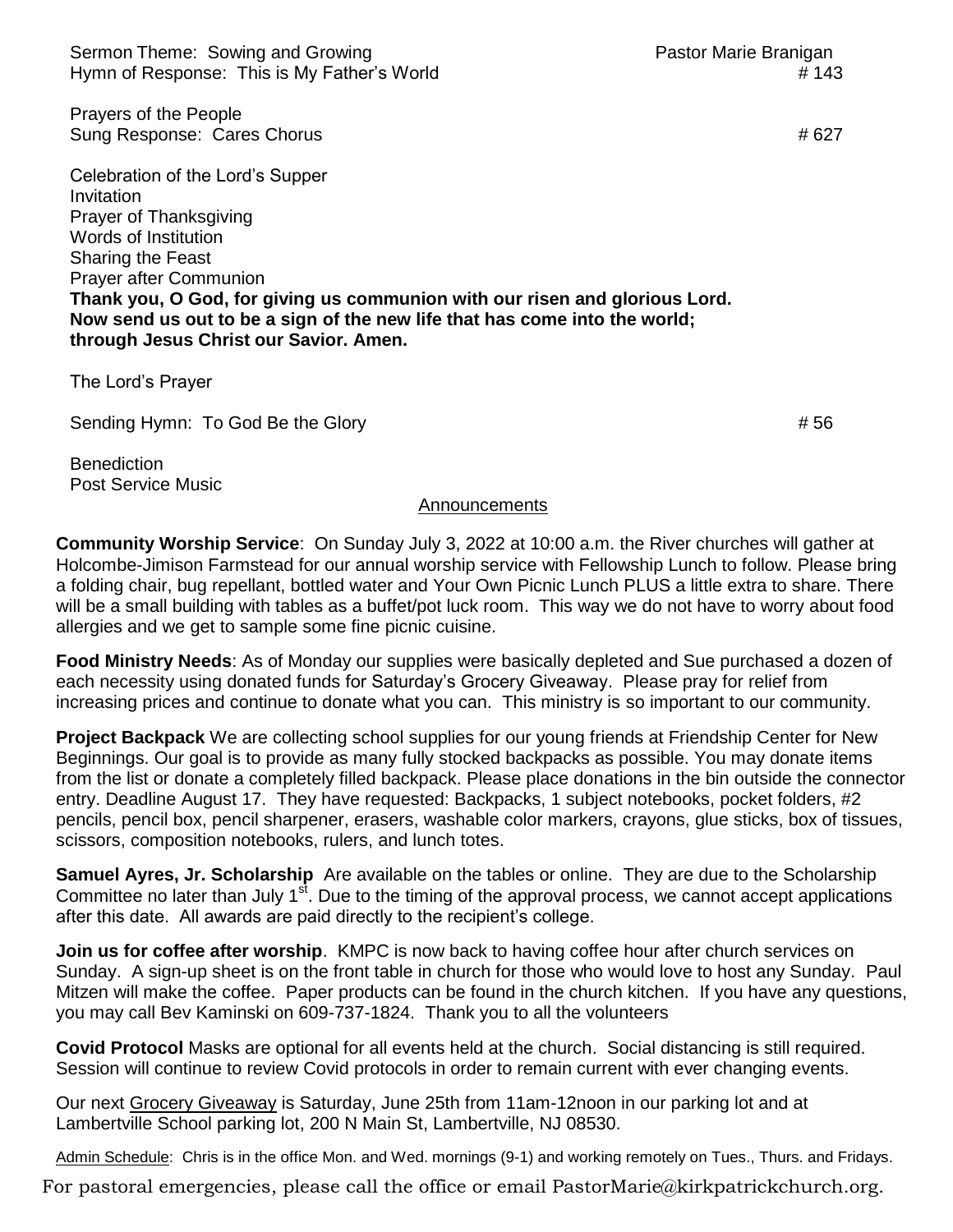Sermon Theme: Sowing and Growing — Pastor Marie Branigan

Hymn of Response: This is My Father's World — # 143

Prayers of the People

Sung Response: Cares Chorus — # 627

Celebration of the Lord's Supper

Invitation

Prayer of Thanksgiving

Words of Institution

Sharing the Feast

Prayer after Communion

**Thank you, O God, for giving us communion with our risen and glorious Lord.**
**Now send us out to be a sign of the new life that has come into the world;**
**through Jesus Christ our Savior. Amen.**

The Lord's Prayer

Sending Hymn: To God Be the Glory — # 56

Benediction

Post Service Music

## Announcements

**Community Worship Service**: On Sunday July 3, 2022 at 10:00 a.m. the River churches will gather at Holcombe-Jimison Farmstead for our annual worship service with Fellowship Lunch to follow. Please bring a folding chair, bug repellant, bottled water and Your Own Picnic Lunch PLUS a little extra to share. There will be a small building with tables as a buffet/pot luck room. This way we do not have to worry about food allergies and we get to sample some fine picnic cuisine.

**Food Ministry Needs**: As of Monday our supplies were basically depleted and Sue purchased a dozen of each necessity using donated funds for Saturday's Grocery Giveaway. Please pray for relief from increasing prices and continue to donate what you can. This ministry is so important to our community.

**Project Backpack** We are collecting school supplies for our young friends at Friendship Center for New Beginnings. Our goal is to provide as many fully stocked backpacks as possible. You may donate items from the list or donate a completely filled backpack. Please place donations in the bin outside the connector entry. Deadline August 17. They have requested: Backpacks, 1 subject notebooks, pocket folders, #2 pencils, pencil box, pencil sharpener, erasers, washable color markers, crayons, glue sticks, box of tissues, scissors, composition notebooks, rulers, and lunch totes.

**Samuel Ayres, Jr. Scholarship** Are available on the tables or online. They are due to the Scholarship Committee no later than July 1st. Due to the timing of the approval process, we cannot accept applications after this date. All awards are paid directly to the recipient's college.

**Join us for coffee after worship**. KMPC is now back to having coffee hour after church services on Sunday. A sign-up sheet is on the front table in church for those who would love to host any Sunday. Paul Mitzen will make the coffee. Paper products can be found in the church kitchen. If you have any questions, you may call Bev Kaminski on 609-737-1824. Thank you to all the volunteers

**Covid Protocol** Masks are optional for all events held at the church. Social distancing is still required. Session will continue to review Covid protocols in order to remain current with ever changing events.

Our next Grocery Giveaway is Saturday, June 25th from 11am-12noon in our parking lot and at Lambertville School parking lot, 200 N Main St, Lambertville, NJ 08530.

Admin Schedule: Chris is in the office Mon. and Wed. mornings (9-1) and working remotely on Tues., Thurs. and Fridays.

For pastoral emergencies, please call the office or email PastorMarie@kirkpatrickchurch.org.